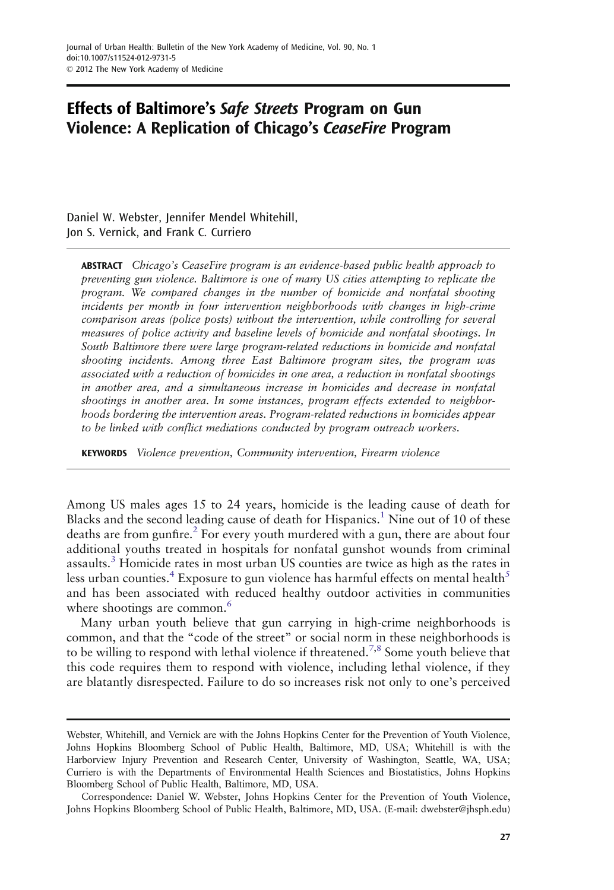Journal of Urban Health: Bulletin of the New York Academy of Medicine, Vol. 90, No. 1
doi:10.1007/s11524-012-9731-5
© 2012 The New York Academy of Medicine

# Effects of Baltimore's *Safe Streets* Program on Gun Violence: A Replication of Chicago's *CeaseFire* Program

Daniel W. Webster, Jennifer Mendel Whitehill, Jon S. Vernick, and Frank C. Curriero

**ABSTRACT** *Chicago's CeaseFire program is an evidence-based public health approach to preventing gun violence. Baltimore is one of many US cities attempting to replicate the program. We compared changes in the number of homicide and nonfatal shooting incidents per month in four intervention neighborhoods with changes in high-crime comparison areas (police posts) without the intervention, while controlling for several measures of police activity and baseline levels of homicide and nonfatal shootings. In South Baltimore there were large program-related reductions in homicide and nonfatal shooting incidents. Among three East Baltimore program sites, the program was associated with a reduction of homicides in one area, a reduction in nonfatal shootings in another area, and a simultaneous increase in homicides and decrease in nonfatal shootings in another area. In some instances, program effects extended to neighborhoods bordering the intervention areas. Program-related reductions in homicides appear to be linked with conflict mediations conducted by program outreach workers.*

**KEYWORDS** *Violence prevention, Community intervention, Firearm violence*

Among US males ages 15 to 24 years, homicide is the leading cause of death for Blacks and the second leading cause of death for Hispanics.[1] Nine out of 10 of these deaths are from gunfire.[2] For every youth murdered with a gun, there are about four additional youths treated in hospitals for nonfatal gunshot wounds from criminal assaults.[3] Homicide rates in most urban US counties are twice as high as the rates in less urban counties.[4] Exposure to gun violence has harmful effects on mental health[5] and has been associated with reduced healthy outdoor activities in communities where shootings are common.[6]

Many urban youth believe that gun carrying in high-crime neighborhoods is common, and that the "code of the street" or social norm in these neighborhoods is to be willing to respond with lethal violence if threatened.[7,8] Some youth believe that this code requires them to respond with violence, including lethal violence, if they are blatantly disrespected. Failure to do so increases risk not only to one's perceived

Webster, Whitehill, and Vernick are with the Johns Hopkins Center for the Prevention of Youth Violence, Johns Hopkins Bloomberg School of Public Health, Baltimore, MD, USA; Whitehill is with the Harborview Injury Prevention and Research Center, University of Washington, Seattle, WA, USA; Curriero is with the Departments of Environmental Health Sciences and Biostatistics, Johns Hopkins Bloomberg School of Public Health, Baltimore, MD, USA.

Correspondence: Daniel W. Webster, Johns Hopkins Center for the Prevention of Youth Violence, Johns Hopkins Bloomberg School of Public Health, Baltimore, MD, USA. (E-mail: dwebster@jhsph.edu)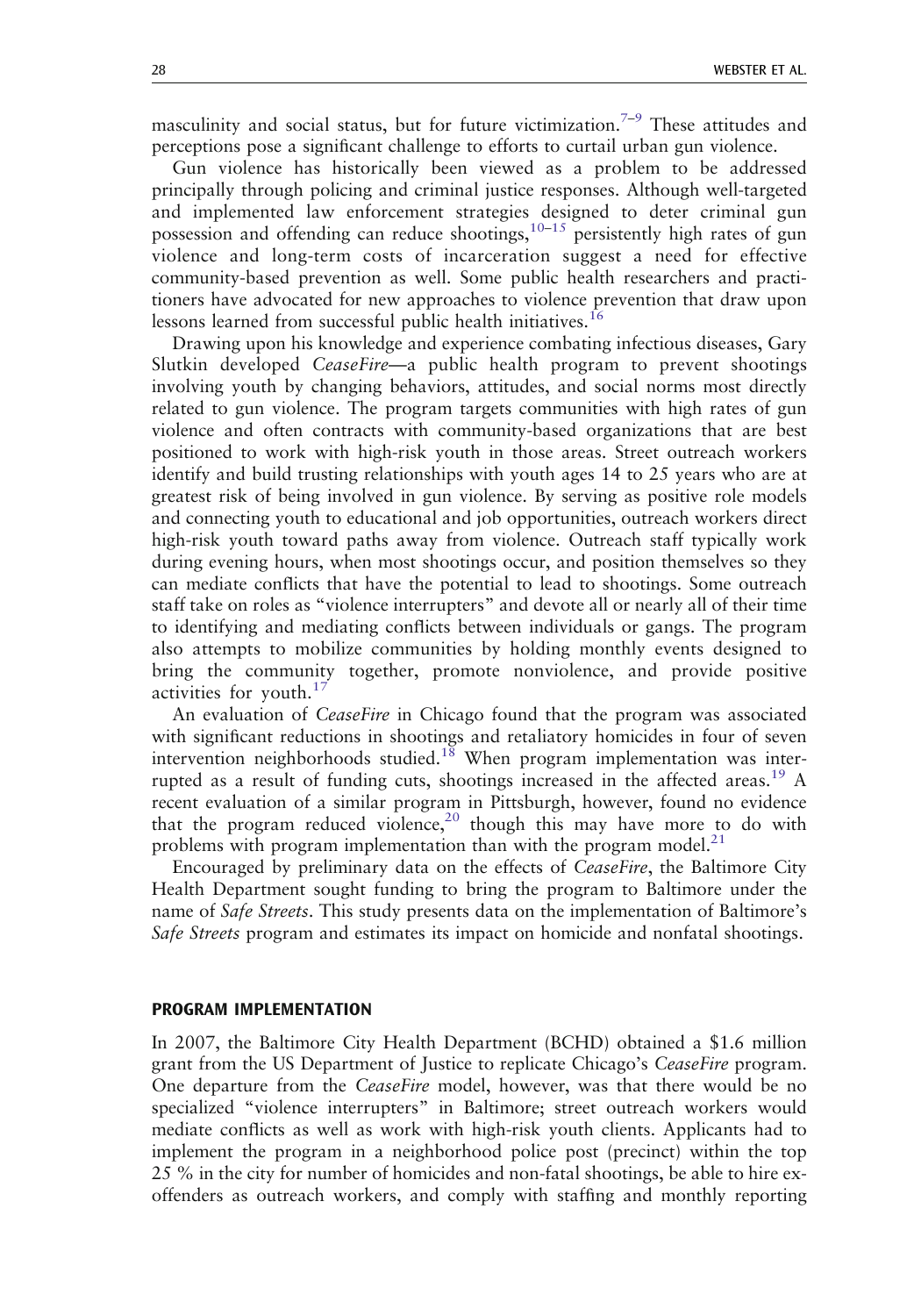masculinity and social status, but for future victimization.[7–9] These attitudes and perceptions pose a significant challenge to efforts to curtail urban gun violence.

Gun violence has historically been viewed as a problem to be addressed principally through policing and criminal justice responses. Although well-targeted and implemented law enforcement strategies designed to deter criminal gun possession and offending can reduce shootings,[10–15] persistently high rates of gun violence and long-term costs of incarceration suggest a need for effective community-based prevention as well. Some public health researchers and practitioners have advocated for new approaches to violence prevention that draw upon lessons learned from successful public health initiatives.[16]

Drawing upon his knowledge and experience combating infectious diseases, Gary Slutkin developed *CeaseFire*—a public health program to prevent shootings involving youth by changing behaviors, attitudes, and social norms most directly related to gun violence. The program targets communities with high rates of gun violence and often contracts with community-based organizations that are best positioned to work with high-risk youth in those areas. Street outreach workers identify and build trusting relationships with youth ages 14 to 25 years who are at greatest risk of being involved in gun violence. By serving as positive role models and connecting youth to educational and job opportunities, outreach workers direct high-risk youth toward paths away from violence. Outreach staff typically work during evening hours, when most shootings occur, and position themselves so they can mediate conflicts that have the potential to lead to shootings. Some outreach staff take on roles as "violence interrupters" and devote all or nearly all of their time to identifying and mediating conflicts between individuals or gangs. The program also attempts to mobilize communities by holding monthly events designed to bring the community together, promote nonviolence, and provide positive activities for youth.[17]

An evaluation of *CeaseFire* in Chicago found that the program was associated with significant reductions in shootings and retaliatory homicides in four of seven intervention neighborhoods studied.[18] When program implementation was interrupted as a result of funding cuts, shootings increased in the affected areas.[19] A recent evaluation of a similar program in Pittsburgh, however, found no evidence that the program reduced violence,[20] though this may have more to do with problems with program implementation than with the program model.[21]

Encouraged by preliminary data on the effects of *CeaseFire*, the Baltimore City Health Department sought funding to bring the program to Baltimore under the name of *Safe Streets*. This study presents data on the implementation of Baltimore's *Safe Streets* program and estimates its impact on homicide and nonfatal shootings.

## PROGRAM IMPLEMENTATION

In 2007, the Baltimore City Health Department (BCHD) obtained a $1.6 million grant from the US Department of Justice to replicate Chicago's *CeaseFire* program. One departure from the *CeaseFire* model, however, was that there would be no specialized "violence interrupters" in Baltimore; street outreach workers would mediate conflicts as well as work with high-risk youth clients. Applicants had to implement the program in a neighborhood police post (precinct) within the top 25 % in the city for number of homicides and non-fatal shootings, be able to hire ex-offenders as outreach workers, and comply with staffing and monthly reporting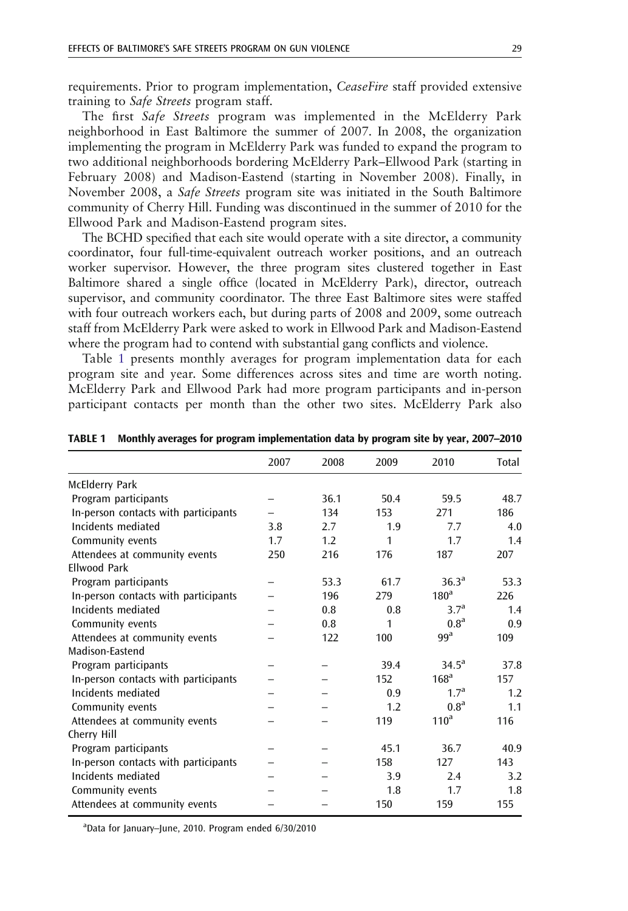requirements. Prior to program implementation, *CeaseFire* staff provided extensive training to *Safe Streets* program staff.

The first *Safe Streets* program was implemented in the McElderry Park neighborhood in East Baltimore the summer of 2007. In 2008, the organization implementing the program in McElderry Park was funded to expand the program to two additional neighborhoods bordering McElderry Park–Ellwood Park (starting in February 2008) and Madison-Eastend (starting in November 2008). Finally, in November 2008, a *Safe Streets* program site was initiated in the South Baltimore community of Cherry Hill. Funding was discontinued in the summer of 2010 for the Ellwood Park and Madison-Eastend program sites.

The BCHD specified that each site would operate with a site director, a community coordinator, four full-time-equivalent outreach worker positions, and an outreach worker supervisor. However, the three program sites clustered together in East Baltimore shared a single office (located in McElderry Park), director, outreach supervisor, and community coordinator. The three East Baltimore sites were staffed with four outreach workers each, but during parts of 2008 and 2009, some outreach staff from McElderry Park were asked to work in Ellwood Park and Madison-Eastend where the program had to contend with substantial gang conflicts and violence.

Table 1 presents monthly averages for program implementation data for each program site and year. Some differences across sites and time are worth noting. McElderry Park and Ellwood Park had more program participants and in-person participant contacts per month than the other two sites. McElderry Park also

**TABLE 1 Monthly averages for program implementation data by program site by year, 2007–2010**

| | 2007 | 2008 | 2009 | 2010 | Total |
|---|---|---|---|---|---|
| McElderry Park | | | | | |
| Program participants | – | 36.1 | 50.4 | 59.5 | 48.7 |
| In-person contacts with participants | – | 134 | 153 | 271 | 186 |
| Incidents mediated | 3.8 | 2.7 | 1.9 | 7.7 | 4.0 |
| Community events | 1.7 | 1.2 | 1 | 1.7 | 1.4 |
| Attendees at community events | 250 | 216 | 176 | 187 | 207 |
| Ellwood Park | | | | | |
| Program participants | – | 53.3 | 61.7 | 36.3[a] | 53.3 |
| In-person contacts with participants | – | 196 | 279 | 180[a] | 226 |
| Incidents mediated | – | 0.8 | 0.8 | 3.7[a] | 1.4 |
| Community events | – | 0.8 | 1 | 0.8[a] | 0.9 |
| Attendees at community events | – | 122 | 100 | 99[a] | 109 |
| Madison-Eastend | | | | | |
| Program participants | – | – | 39.4 | 34.5[a] | 37.8 |
| In-person contacts with participants | – | – | 152 | 168[a] | 157 |
| Incidents mediated | – | – | 0.9 | 1.7[a] | 1.2 |
| Community events | – | – | 1.2 | 0.8[a] | 1.1 |
| Attendees at community events | – | – | 119 | 110[a] | 116 |
| Cherry Hill | | | | | |
| Program participants | – | – | 45.1 | 36.7 | 40.9 |
| In-person contacts with participants | – | – | 158 | 127 | 143 |
| Incidents mediated | – | – | 3.9 | 2.4 | 3.2 |
| Community events | – | – | 1.8 | 1.7 | 1.8 |
| Attendees at community events | – | – | 150 | 159 | 155 |

[a]Data for January–June, 2010. Program ended 6/30/2010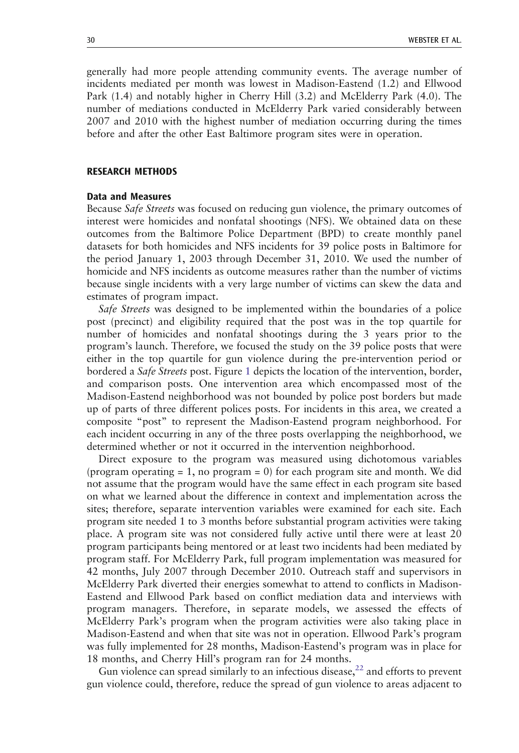generally had more people attending community events. The average number of incidents mediated per month was lowest in Madison-Eastend (1.2) and Ellwood Park (1.4) and notably higher in Cherry Hill (3.2) and McElderry Park (4.0). The number of mediations conducted in McElderry Park varied considerably between 2007 and 2010 with the highest number of mediation occurring during the times before and after the other East Baltimore program sites were in operation.

## RESEARCH METHODS

### Data and Measures

Because *Safe Streets* was focused on reducing gun violence, the primary outcomes of interest were homicides and nonfatal shootings (NFS). We obtained data on these outcomes from the Baltimore Police Department (BPD) to create monthly panel datasets for both homicides and NFS incidents for 39 police posts in Baltimore for the period January 1, 2003 through December 31, 2010. We used the number of homicide and NFS incidents as outcome measures rather than the number of victims because single incidents with a very large number of victims can skew the data and estimates of program impact.

*Safe Streets* was designed to be implemented within the boundaries of a police post (precinct) and eligibility required that the post was in the top quartile for number of homicides and nonfatal shootings during the 3 years prior to the program's launch. Therefore, we focused the study on the 39 police posts that were either in the top quartile for gun violence during the pre-intervention period or bordered a *Safe Streets* post. Figure 1 depicts the location of the intervention, border, and comparison posts. One intervention area which encompassed most of the Madison-Eastend neighborhood was not bounded by police post borders but made up of parts of three different polices posts. For incidents in this area, we created a composite "post" to represent the Madison-Eastend program neighborhood. For each incident occurring in any of the three posts overlapping the neighborhood, we determined whether or not it occurred in the intervention neighborhood.

Direct exposure to the program was measured using dichotomous variables (program operating = 1, no program = 0) for each program site and month. We did not assume that the program would have the same effect in each program site based on what we learned about the difference in context and implementation across the sites; therefore, separate intervention variables were examined for each site. Each program site needed 1 to 3 months before substantial program activities were taking place. A program site was not considered fully active until there were at least 20 program participants being mentored or at least two incidents had been mediated by program staff. For McElderry Park, full program implementation was measured for 42 months, July 2007 through December 2010. Outreach staff and supervisors in McElderry Park diverted their energies somewhat to attend to conflicts in Madison-Eastend and Ellwood Park based on conflict mediation data and interviews with program managers. Therefore, in separate models, we assessed the effects of McElderry Park's program when the program activities were also taking place in Madison-Eastend and when that site was not in operation. Ellwood Park's program was fully implemented for 28 months, Madison-Eastend's program was in place for 18 months, and Cherry Hill's program ran for 24 months.

Gun violence can spread similarly to an infectious disease,[22] and efforts to prevent gun violence could, therefore, reduce the spread of gun violence to areas adjacent to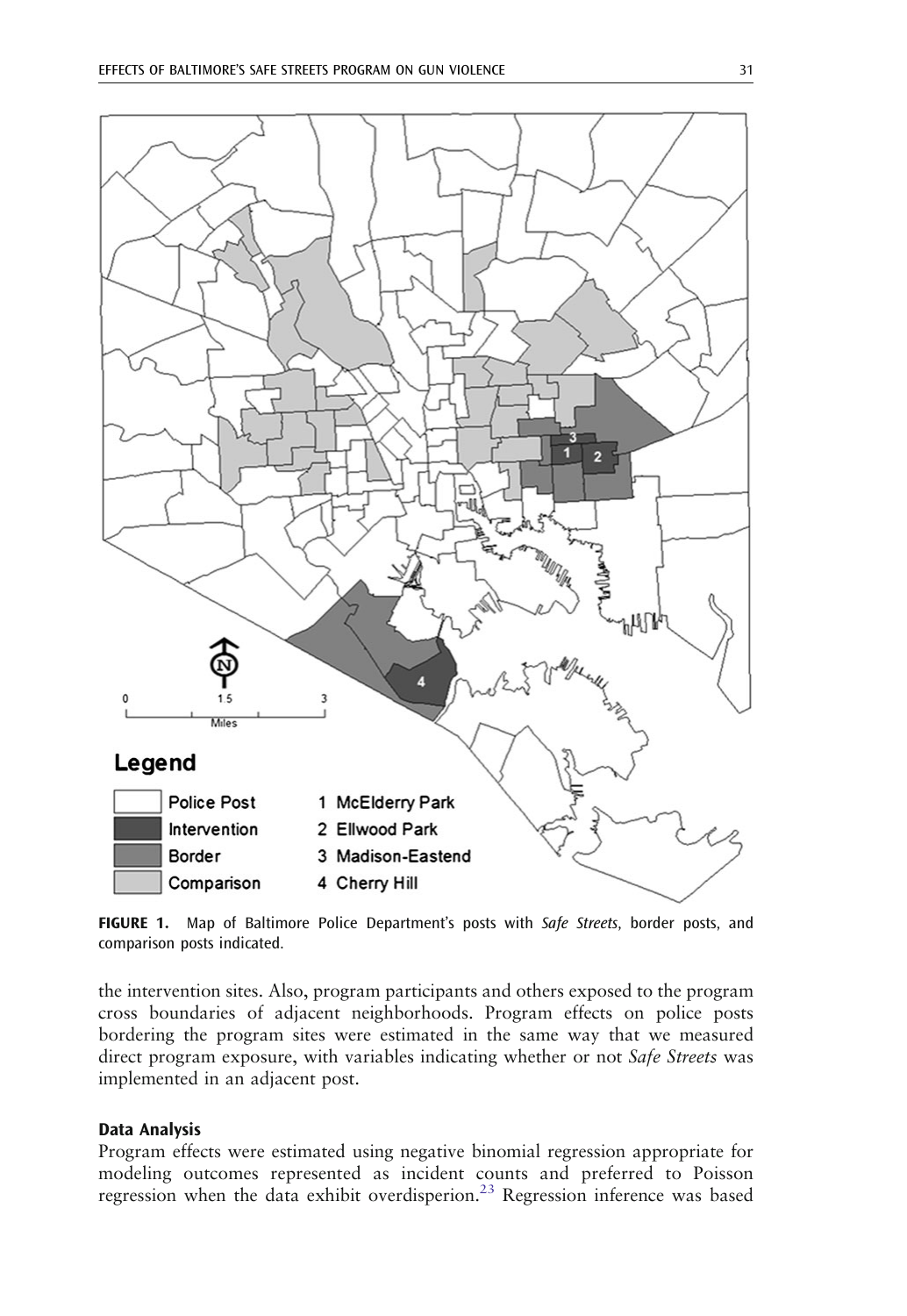**FIGURE 1.** Map of Baltimore Police Department's posts with *Safe Streets*, border posts, and comparison posts indicated.

the intervention sites. Also, program participants and others exposed to the program cross boundaries of adjacent neighborhoods. Program effects on police posts bordering the program sites were estimated in the same way that we measured direct program exposure, with variables indicating whether or not *Safe Streets* was implemented in an adjacent post.

### Data Analysis

Program effects were estimated using negative binomial regression appropriate for modeling outcomes represented as incident counts and preferred to Poisson regression when the data exhibit overdisperion.[23] Regression inference was based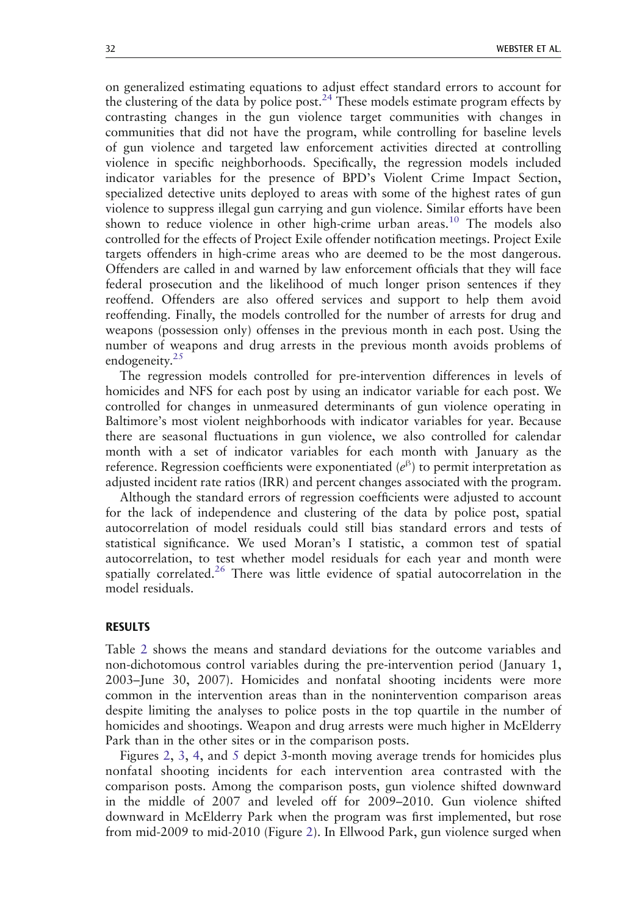on generalized estimating equations to adjust effect standard errors to account for the clustering of the data by police post.[24] These models estimate program effects by contrasting changes in the gun violence target communities with changes in communities that did not have the program, while controlling for baseline levels of gun violence and targeted law enforcement activities directed at controlling violence in specific neighborhoods. Specifically, the regression models included indicator variables for the presence of BPD's Violent Crime Impact Section, specialized detective units deployed to areas with some of the highest rates of gun violence to suppress illegal gun carrying and gun violence. Similar efforts have been shown to reduce violence in other high-crime urban areas.[10] The models also controlled for the effects of Project Exile offender notification meetings. Project Exile targets offenders in high-crime areas who are deemed to be the most dangerous. Offenders are called in and warned by law enforcement officials that they will face federal prosecution and the likelihood of much longer prison sentences if they reoffend. Offenders are also offered services and support to help them avoid reoffending. Finally, the models controlled for the number of arrests for drug and weapons (possession only) offenses in the previous month in each post. Using the number of weapons and drug arrests in the previous month avoids problems of endogeneity.[25]

The regression models controlled for pre-intervention differences in levels of homicides and NFS for each post by using an indicator variable for each post. We controlled for changes in unmeasured determinants of gun violence operating in Baltimore's most violent neighborhoods with indicator variables for year. Because there are seasonal fluctuations in gun violence, we also controlled for calendar month with a set of indicator variables for each month with January as the reference. Regression coefficients were exponentiated ($e^{\beta}$) to permit interpretation as adjusted incident rate ratios (IRR) and percent changes associated with the program.

Although the standard errors of regression coefficients were adjusted to account for the lack of independence and clustering of the data by police post, spatial autocorrelation of model residuals could still bias standard errors and tests of statistical significance. We used Moran's I statistic, a common test of spatial autocorrelation, to test whether model residuals for each year and month were spatially correlated.[26] There was little evidence of spatial autocorrelation in the model residuals.

## RESULTS

Table 2 shows the means and standard deviations for the outcome variables and non-dichotomous control variables during the pre-intervention period (January 1, 2003–June 30, 2007). Homicides and nonfatal shooting incidents were more common in the intervention areas than in the nonintervention comparison areas despite limiting the analyses to police posts in the top quartile in the number of homicides and shootings. Weapon and drug arrests were much higher in McElderry Park than in the other sites or in the comparison posts.

Figures 2, 3, 4, and 5 depict 3-month moving average trends for homicides plus nonfatal shooting incidents for each intervention area contrasted with the comparison posts. Among the comparison posts, gun violence shifted downward in the middle of 2007 and leveled off for 2009–2010. Gun violence shifted downward in McElderry Park when the program was first implemented, but rose from mid-2009 to mid-2010 (Figure 2). In Ellwood Park, gun violence surged when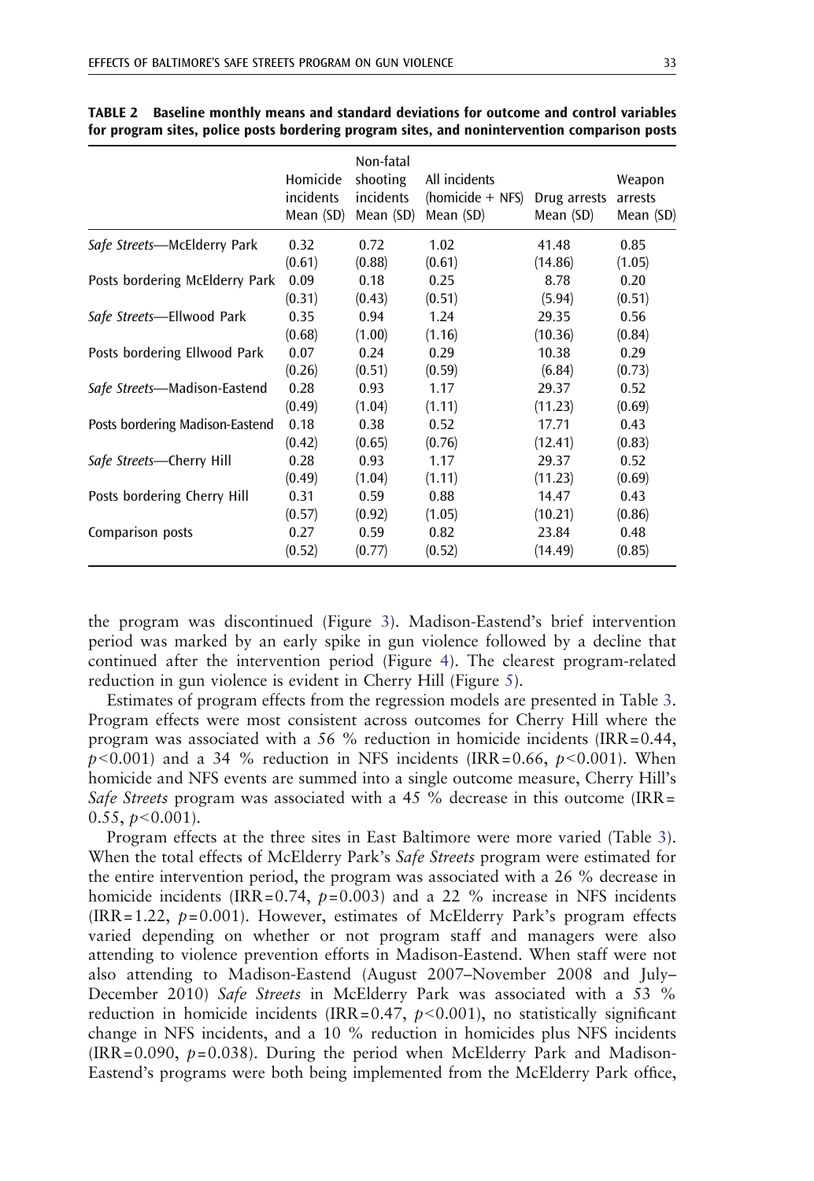**TABLE 2 Baseline monthly means and standard deviations for outcome and control variables for program sites, police posts bordering program sites, and nonintervention comparison posts**

| | Homicide incidents Mean (SD) | Non-fatal shooting incidents Mean (SD) | All incidents (homicide + NFS) Mean (SD) | Drug arrests Mean (SD) | Weapon arrests Mean (SD) |
|---|---|---|---|---|---|
| *Safe Streets*—McElderry Park | 0.32 | 0.72 | 1.02 | 41.48 | 0.85 |
| | (0.61) | (0.88) | (0.61) | (14.86) | (1.05) |
| Posts bordering McElderry Park | 0.09 | 0.18 | 0.25 | 8.78 | 0.20 |
| | (0.31) | (0.43) | (0.51) | (5.94) | (0.51) |
| *Safe Streets*—Ellwood Park | 0.35 | 0.94 | 1.24 | 29.35 | 0.56 |
| | (0.68) | (1.00) | (1.16) | (10.36) | (0.84) |
| Posts bordering Ellwood Park | 0.07 | 0.24 | 0.29 | 10.38 | 0.29 |
| | (0.26) | (0.51) | (0.59) | (6.84) | (0.73) |
| *Safe Streets*—Madison-Eastend | 0.28 | 0.93 | 1.17 | 29.37 | 0.52 |
| | (0.49) | (1.04) | (1.11) | (11.23) | (0.69) |
| Posts bordering Madison-Eastend | 0.18 | 0.38 | 0.52 | 17.71 | 0.43 |
| | (0.42) | (0.65) | (0.76) | (12.41) | (0.83) |
| *Safe Streets*—Cherry Hill | 0.28 | 0.93 | 1.17 | 29.37 | 0.52 |
| | (0.49) | (1.04) | (1.11) | (11.23) | (0.69) |
| Posts bordering Cherry Hill | 0.31 | 0.59 | 0.88 | 14.47 | 0.43 |
| | (0.57) | (0.92) | (1.05) | (10.21) | (0.86) |
| Comparison posts | 0.27 | 0.59 | 0.82 | 23.84 | 0.48 |
| | (0.52) | (0.77) | (0.52) | (14.49) | (0.85) |

the program was discontinued (Figure 3). Madison-Eastend's brief intervention period was marked by an early spike in gun violence followed by a decline that continued after the intervention period (Figure 4). The clearest program-related reduction in gun violence is evident in Cherry Hill (Figure 5).

Estimates of program effects from the regression models are presented in Table 3. Program effects were most consistent across outcomes for Cherry Hill where the program was associated with a 56 % reduction in homicide incidents (IRR=0.44, $p<0.001$) and a 34 % reduction in NFS incidents (IRR=0.66, $p<0.001$). When homicide and NFS events are summed into a single outcome measure, Cherry Hill's *Safe Streets* program was associated with a 45 % decrease in this outcome (IRR= 0.55, $p<0.001$).

Program effects at the three sites in East Baltimore were more varied (Table 3). When the total effects of McElderry Park's *Safe Streets* program were estimated for the entire intervention period, the program was associated with a 26 % decrease in homicide incidents (IRR=0.74, $p=0.003$) and a 22 % increase in NFS incidents (IRR=1.22, $p=0.001$). However, estimates of McElderry Park's program effects varied depending on whether or not program staff and managers were also attending to violence prevention efforts in Madison-Eastend. When staff were not also attending to Madison-Eastend (August 2007–November 2008 and July–December 2010) *Safe Streets* in McElderry Park was associated with a 53 % reduction in homicide incidents (IRR=0.47, $p<0.001$), no statistically significant change in NFS incidents, and a 10 % reduction in homicides plus NFS incidents (IRR=0.090, $p=0.038$). During the period when McElderry Park and Madison-Eastend's programs were both being implemented from the McElderry Park office,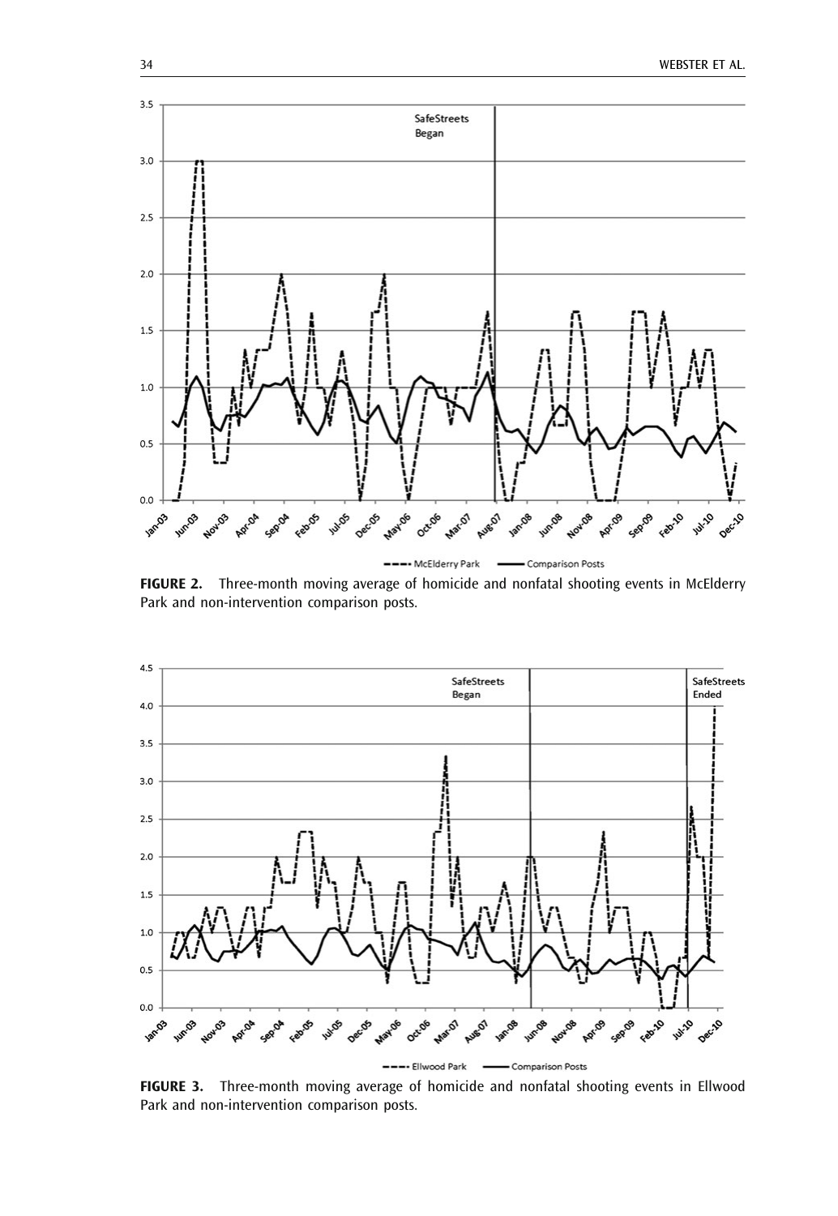**FIGURE 2.** Three-month moving average of homicide and nonfatal shooting events in McElderry Park and non-intervention comparison posts.

**FIGURE 3.** Three-month moving average of homicide and nonfatal shooting events in Ellwood Park and non-intervention comparison posts.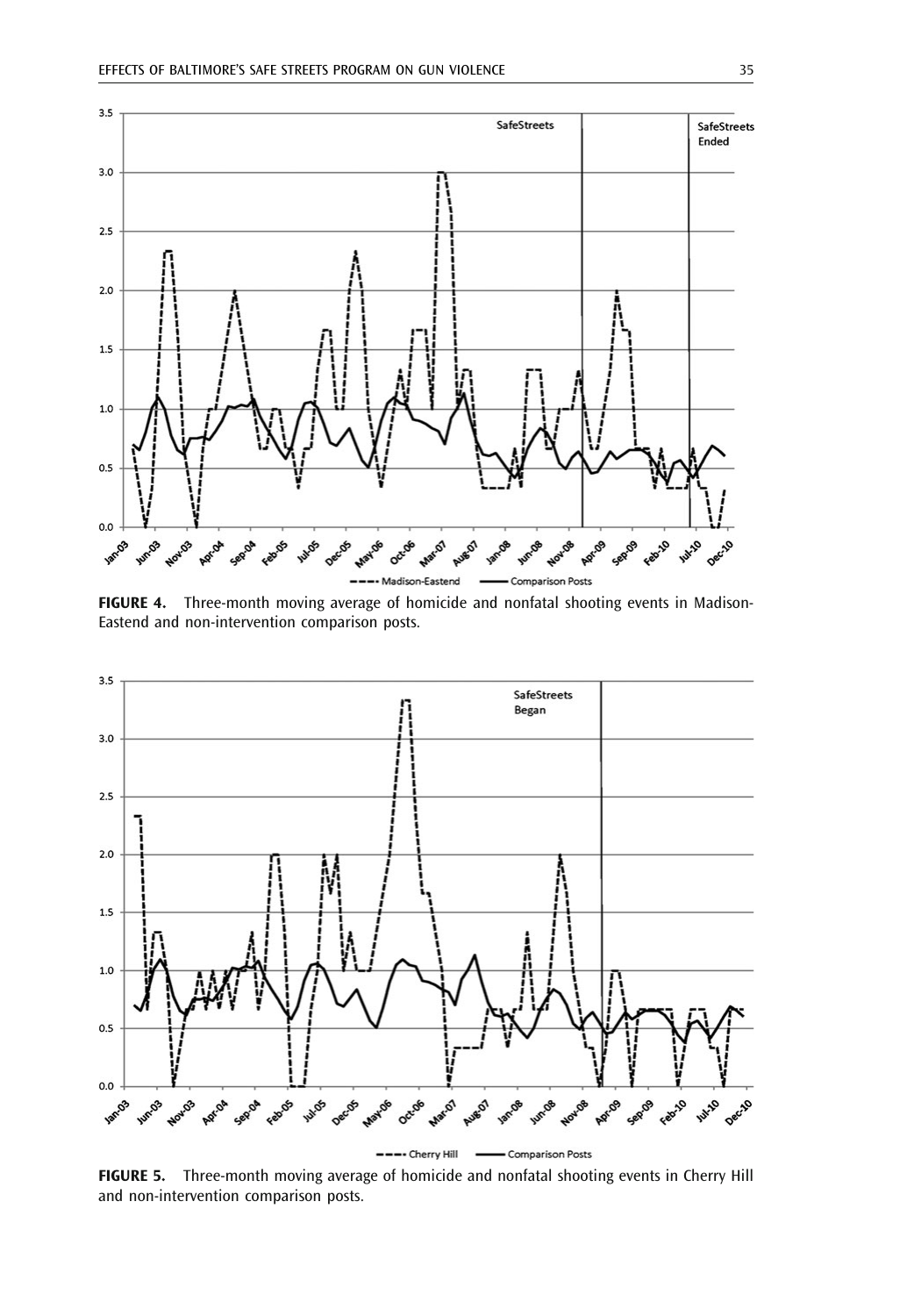**FIGURE 4.** Three-month moving average of homicide and nonfatal shooting events in Madison-Eastend and non-intervention comparison posts.

**FIGURE 5.** Three-month moving average of homicide and nonfatal shooting events in Cherry Hill and non-intervention comparison posts.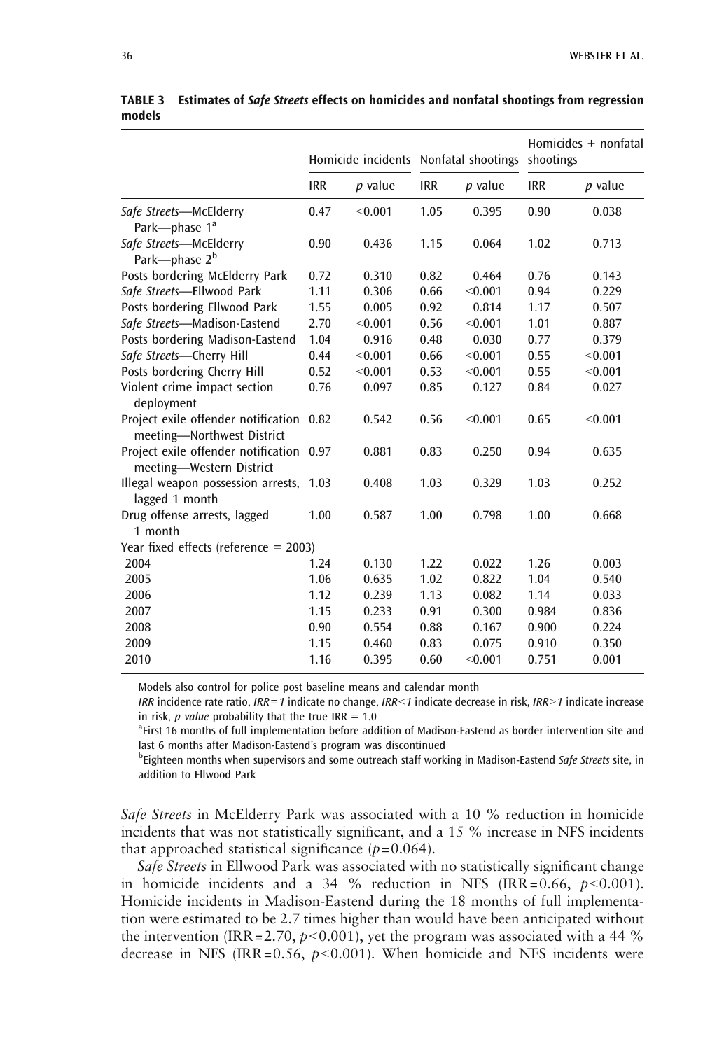**TABLE 3 Estimates of *Safe Streets* effects on homicides and nonfatal shootings from regression models**

| | Homicide incidents | | Nonfatal shootings | | Homicides + nonfatal shootings | |
|---|---|---|---|---|---|---|
| | IRR | *p* value | IRR | *p* value | IRR | *p* value |
| *Safe Streets*—McElderry Park—phase 1[a] | 0.47 | <0.001 | 1.05 | 0.395 | 0.90 | 0.038 |
| *Safe Streets*—McElderry Park—phase 2[b] | 0.90 | 0.436 | 1.15 | 0.064 | 1.02 | 0.713 |
| Posts bordering McElderry Park | 0.72 | 0.310 | 0.82 | 0.464 | 0.76 | 0.143 |
| *Safe Streets*—Ellwood Park | 1.11 | 0.306 | 0.66 | <0.001 | 0.94 | 0.229 |
| Posts bordering Ellwood Park | 1.55 | 0.005 | 0.92 | 0.814 | 1.17 | 0.507 |
| *Safe Streets*—Madison-Eastend | 2.70 | <0.001 | 0.56 | <0.001 | 1.01 | 0.887 |
| Posts bordering Madison-Eastend | 1.04 | 0.916 | 0.48 | 0.030 | 0.77 | 0.379 |
| *Safe Streets*—Cherry Hill | 0.44 | <0.001 | 0.66 | <0.001 | 0.55 | <0.001 |
| Posts bordering Cherry Hill | 0.52 | <0.001 | 0.53 | <0.001 | 0.55 | <0.001 |
| Violent crime impact section deployment | 0.76 | 0.097 | 0.85 | 0.127 | 0.84 | 0.027 |
| Project exile offender notification meeting—Northwest District | 0.82 | 0.542 | 0.56 | <0.001 | 0.65 | <0.001 |
| Project exile offender notification meeting—Western District | 0.97 | 0.881 | 0.83 | 0.250 | 0.94 | 0.635 |
| Illegal weapon possession arrests, lagged 1 month | 1.03 | 0.408 | 1.03 | 0.329 | 1.03 | 0.252 |
| Drug offense arrests, lagged 1 month | 1.00 | 0.587 | 1.00 | 0.798 | 1.00 | 0.668 |
| Year fixed effects (reference = 2003) | | | | | | |
| 2004 | 1.24 | 0.130 | 1.22 | 0.022 | 1.26 | 0.003 |
| 2005 | 1.06 | 0.635 | 1.02 | 0.822 | 1.04 | 0.540 |
| 2006 | 1.12 | 0.239 | 1.13 | 0.082 | 1.14 | 0.033 |
| 2007 | 1.15 | 0.233 | 0.91 | 0.300 | 0.984 | 0.836 |
| 2008 | 0.90 | 0.554 | 0.88 | 0.167 | 0.900 | 0.224 |
| 2009 | 1.15 | 0.460 | 0.83 | 0.075 | 0.910 | 0.350 |
| 2010 | 1.16 | 0.395 | 0.60 | <0.001 | 0.751 | 0.001 |

Models also control for police post baseline means and calendar month

*IRR* incidence rate ratio, *IRR=1* indicate no change, *IRR<1* indicate decrease in risk, *IRR>1* indicate increase in risk, *p value* probability that the true IRR = 1.0

[a]First 16 months of full implementation before addition of Madison-Eastend as border intervention site and last 6 months after Madison-Eastend's program was discontinued

[b]Eighteen months when supervisors and some outreach staff working in Madison-Eastend *Safe Streets* site, in addition to Ellwood Park

*Safe Streets* in McElderry Park was associated with a 10 % reduction in homicide incidents that was not statistically significant, and a 15 % increase in NFS incidents that approached statistical significance ($p=0.064$).

*Safe Streets* in Ellwood Park was associated with no statistically significant change in homicide incidents and a 34 % reduction in NFS (IRR=0.66, $p<0.001$). Homicide incidents in Madison-Eastend during the 18 months of full implementation were estimated to be 2.7 times higher than would have been anticipated without the intervention (IRR=2.70, $p<0.001$), yet the program was associated with a 44 % decrease in NFS (IRR=0.56, $p<0.001$). When homicide and NFS incidents were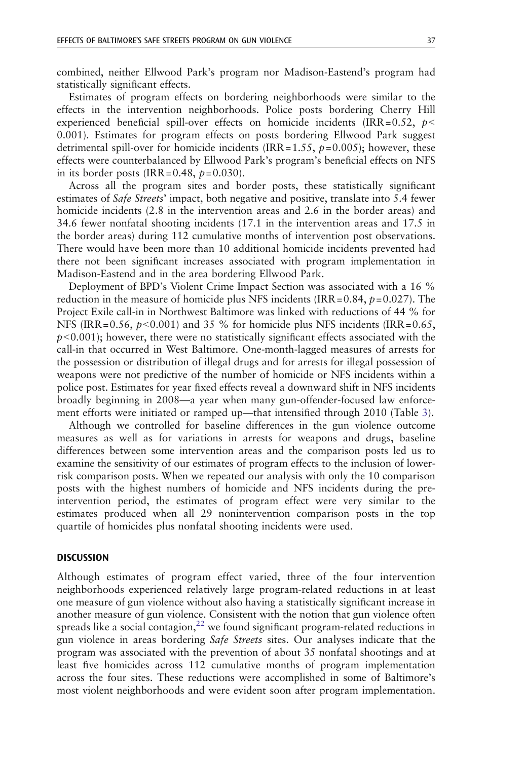combined, neither Ellwood Park's program nor Madison-Eastend's program had statistically significant effects.

Estimates of program effects on bordering neighborhoods were similar to the effects in the intervention neighborhoods. Police posts bordering Cherry Hill experienced beneficial spill-over effects on homicide incidents (IRR = 0.52, $p < 0.001$). Estimates for program effects on posts bordering Ellwood Park suggest detrimental spill-over for homicide incidents (IRR = 1.55, $p = 0.005$); however, these effects were counterbalanced by Ellwood Park's program's beneficial effects on NFS in its border posts (IRR = 0.48, $p = 0.030$).

Across all the program sites and border posts, these statistically significant estimates of *Safe Streets*' impact, both negative and positive, translate into 5.4 fewer homicide incidents (2.8 in the intervention areas and 2.6 in the border areas) and 34.6 fewer nonfatal shooting incidents (17.1 in the intervention areas and 17.5 in the border areas) during 112 cumulative months of intervention post observations. There would have been more than 10 additional homicide incidents prevented had there not been significant increases associated with program implementation in Madison-Eastend and in the area bordering Ellwood Park.

Deployment of BPD's Violent Crime Impact Section was associated with a 16 % reduction in the measure of homicide plus NFS incidents (IRR = 0.84, $p = 0.027$). The Project Exile call-in in Northwest Baltimore was linked with reductions of 44 % for NFS (IRR = 0.56, $p < 0.001$) and 35 % for homicide plus NFS incidents (IRR = 0.65, $p < 0.001$); however, there were no statistically significant effects associated with the call-in that occurred in West Baltimore. One-month-lagged measures of arrests for the possession or distribution of illegal drugs and for arrests for illegal possession of weapons were not predictive of the number of homicide or NFS incidents within a police post. Estimates for year fixed effects reveal a downward shift in NFS incidents broadly beginning in 2008—a year when many gun-offender-focused law enforcement efforts were initiated or ramped up—that intensified through 2010 (Table 3).

Although we controlled for baseline differences in the gun violence outcome measures as well as for variations in arrests for weapons and drugs, baseline differences between some intervention areas and the comparison posts led us to examine the sensitivity of our estimates of program effects to the inclusion of lower-risk comparison posts. When we repeated our analysis with only the 10 comparison posts with the highest numbers of homicide and NFS incidents during the pre-intervention period, the estimates of program effect were very similar to the estimates produced when all 29 nonintervention comparison posts in the top quartile of homicides plus nonfatal shooting incidents were used.

## DISCUSSION

Although estimates of program effect varied, three of the four intervention neighborhoods experienced relatively large program-related reductions in at least one measure of gun violence without also having a statistically significant increase in another measure of gun violence. Consistent with the notion that gun violence often spreads like a social contagion,[22] we found significant program-related reductions in gun violence in areas bordering *Safe Streets* sites. Our analyses indicate that the program was associated with the prevention of about 35 nonfatal shootings and at least five homicides across 112 cumulative months of program implementation across the four sites. These reductions were accomplished in some of Baltimore's most violent neighborhoods and were evident soon after program implementation.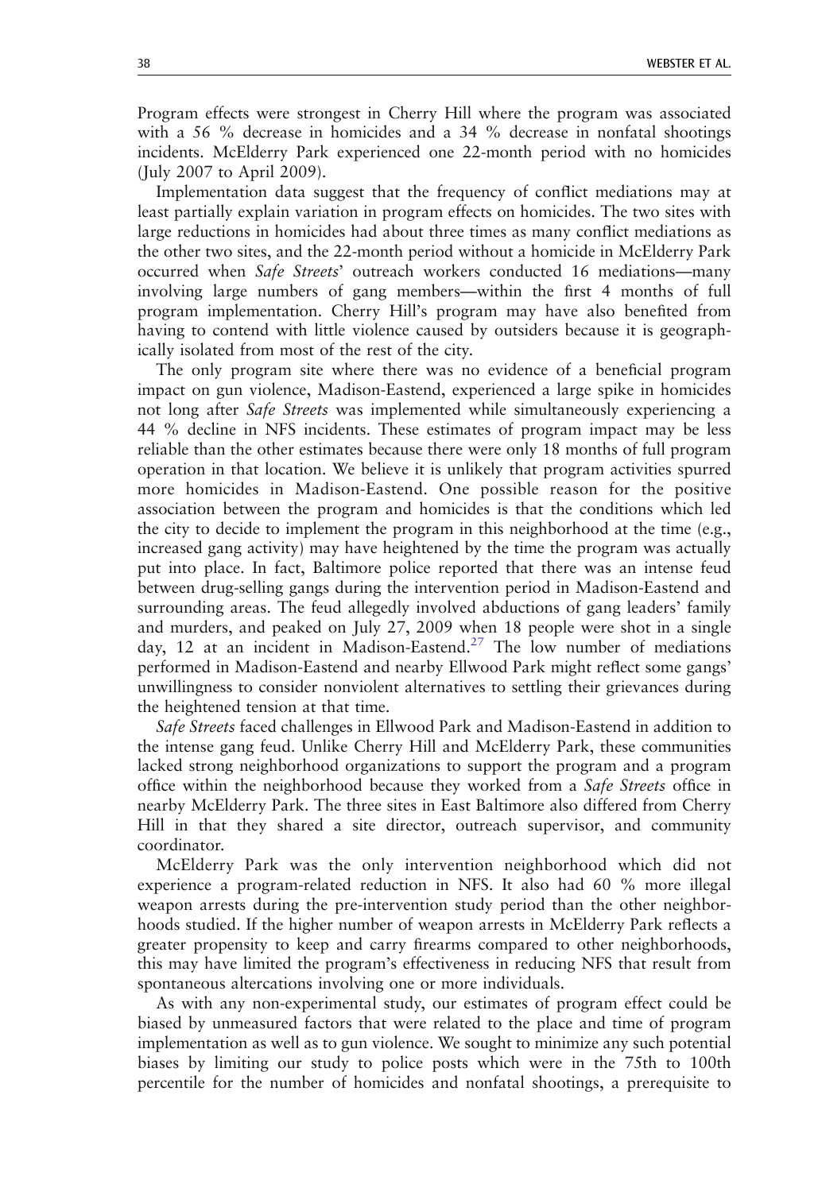Program effects were strongest in Cherry Hill where the program was associated with a 56 % decrease in homicides and a 34 % decrease in nonfatal shootings incidents. McElderry Park experienced one 22-month period with no homicides (July 2007 to April 2009).

Implementation data suggest that the frequency of conflict mediations may at least partially explain variation in program effects on homicides. The two sites with large reductions in homicides had about three times as many conflict mediations as the other two sites, and the 22-month period without a homicide in McElderry Park occurred when *Safe Streets*' outreach workers conducted 16 mediations—many involving large numbers of gang members—within the first 4 months of full program implementation. Cherry Hill's program may have also benefited from having to contend with little violence caused by outsiders because it is geographically isolated from most of the rest of the city.

The only program site where there was no evidence of a beneficial program impact on gun violence, Madison-Eastend, experienced a large spike in homicides not long after *Safe Streets* was implemented while simultaneously experiencing a 44 % decline in NFS incidents. These estimates of program impact may be less reliable than the other estimates because there were only 18 months of full program operation in that location. We believe it is unlikely that program activities spurred more homicides in Madison-Eastend. One possible reason for the positive association between the program and homicides is that the conditions which led the city to decide to implement the program in this neighborhood at the time (e.g., increased gang activity) may have heightened by the time the program was actually put into place. In fact, Baltimore police reported that there was an intense feud between drug-selling gangs during the intervention period in Madison-Eastend and surrounding areas. The feud allegedly involved abductions of gang leaders' family and murders, and peaked on July 27, 2009 when 18 people were shot in a single day, 12 at an incident in Madison-Eastend.[27] The low number of mediations performed in Madison-Eastend and nearby Ellwood Park might reflect some gangs' unwillingness to consider nonviolent alternatives to settling their grievances during the heightened tension at that time.

*Safe Streets* faced challenges in Ellwood Park and Madison-Eastend in addition to the intense gang feud. Unlike Cherry Hill and McElderry Park, these communities lacked strong neighborhood organizations to support the program and a program office within the neighborhood because they worked from a *Safe Streets* office in nearby McElderry Park. The three sites in East Baltimore also differed from Cherry Hill in that they shared a site director, outreach supervisor, and community coordinator.

McElderry Park was the only intervention neighborhood which did not experience a program-related reduction in NFS. It also had 60 % more illegal weapon arrests during the pre-intervention study period than the other neighborhoods studied. If the higher number of weapon arrests in McElderry Park reflects a greater propensity to keep and carry firearms compared to other neighborhoods, this may have limited the program's effectiveness in reducing NFS that result from spontaneous altercations involving one or more individuals.

As with any non-experimental study, our estimates of program effect could be biased by unmeasured factors that were related to the place and time of program implementation as well as to gun violence. We sought to minimize any such potential biases by limiting our study to police posts which were in the 75th to 100th percentile for the number of homicides and nonfatal shootings, a prerequisite to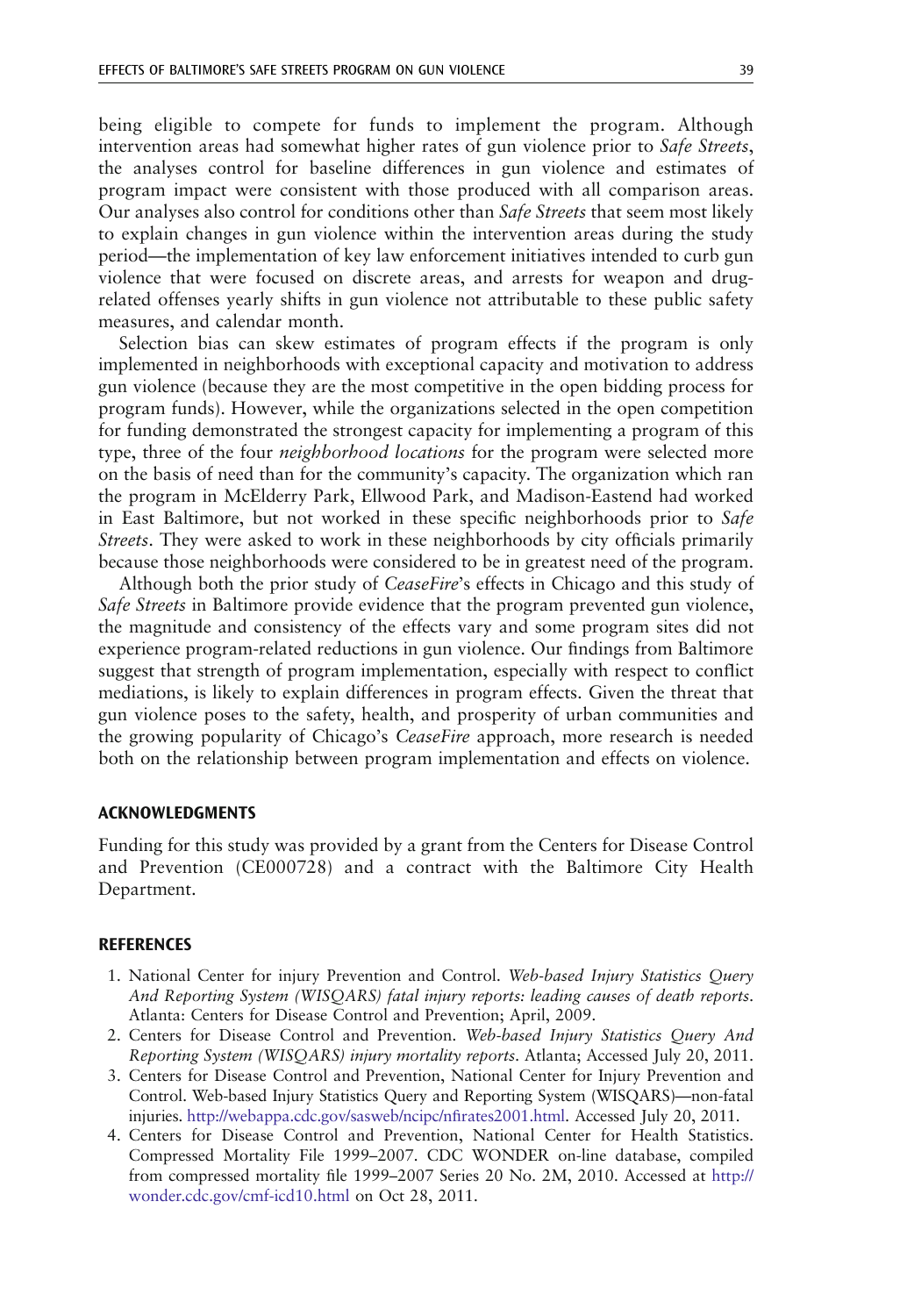being eligible to compete for funds to implement the program. Although intervention areas had somewhat higher rates of gun violence prior to *Safe Streets*, the analyses control for baseline differences in gun violence and estimates of program impact were consistent with those produced with all comparison areas. Our analyses also control for conditions other than *Safe Streets* that seem most likely to explain changes in gun violence within the intervention areas during the study period—the implementation of key law enforcement initiatives intended to curb gun violence that were focused on discrete areas, and arrests for weapon and drug-related offenses yearly shifts in gun violence not attributable to these public safety measures, and calendar month.

Selection bias can skew estimates of program effects if the program is only implemented in neighborhoods with exceptional capacity and motivation to address gun violence (because they are the most competitive in the open bidding process for program funds). However, while the organizations selected in the open competition for funding demonstrated the strongest capacity for implementing a program of this type, three of the four *neighborhood locations* for the program were selected more on the basis of need than for the community's capacity. The organization which ran the program in McElderry Park, Ellwood Park, and Madison-Eastend had worked in East Baltimore, but not worked in these specific neighborhoods prior to *Safe Streets*. They were asked to work in these neighborhoods by city officials primarily because those neighborhoods were considered to be in greatest need of the program.

Although both the prior study of *CeaseFire*'s effects in Chicago and this study of *Safe Streets* in Baltimore provide evidence that the program prevented gun violence, the magnitude and consistency of the effects vary and some program sites did not experience program-related reductions in gun violence. Our findings from Baltimore suggest that strength of program implementation, especially with respect to conflict mediations, is likely to explain differences in program effects. Given the threat that gun violence poses to the safety, health, and prosperity of urban communities and the growing popularity of Chicago's *CeaseFire* approach, more research is needed both on the relationship between program implementation and effects on violence.

## ACKNOWLEDGMENTS

Funding for this study was provided by a grant from the Centers for Disease Control and Prevention (CE000728) and a contract with the Baltimore City Health Department.

## REFERENCES

1. National Center for injury Prevention and Control. *Web-based Injury Statistics Query And Reporting System (WISQARS) fatal injury reports: leading causes of death reports*. Atlanta: Centers for Disease Control and Prevention; April, 2009.
2. Centers for Disease Control and Prevention. *Web-based Injury Statistics Query And Reporting System (WISQARS) injury mortality reports*. Atlanta; Accessed July 20, 2011.
3. Centers for Disease Control and Prevention, National Center for Injury Prevention and Control. Web-based Injury Statistics Query and Reporting System (WISQARS)—non-fatal injuries. http://webappa.cdc.gov/sasweb/ncipc/nfirates2001.html. Accessed July 20, 2011.
4. Centers for Disease Control and Prevention, National Center for Health Statistics. Compressed Mortality File 1999–2007. CDC WONDER on-line database, compiled from compressed mortality file 1999–2007 Series 20 No. 2M, 2010. Accessed at http://wonder.cdc.gov/cmf-icd10.html on Oct 28, 2011.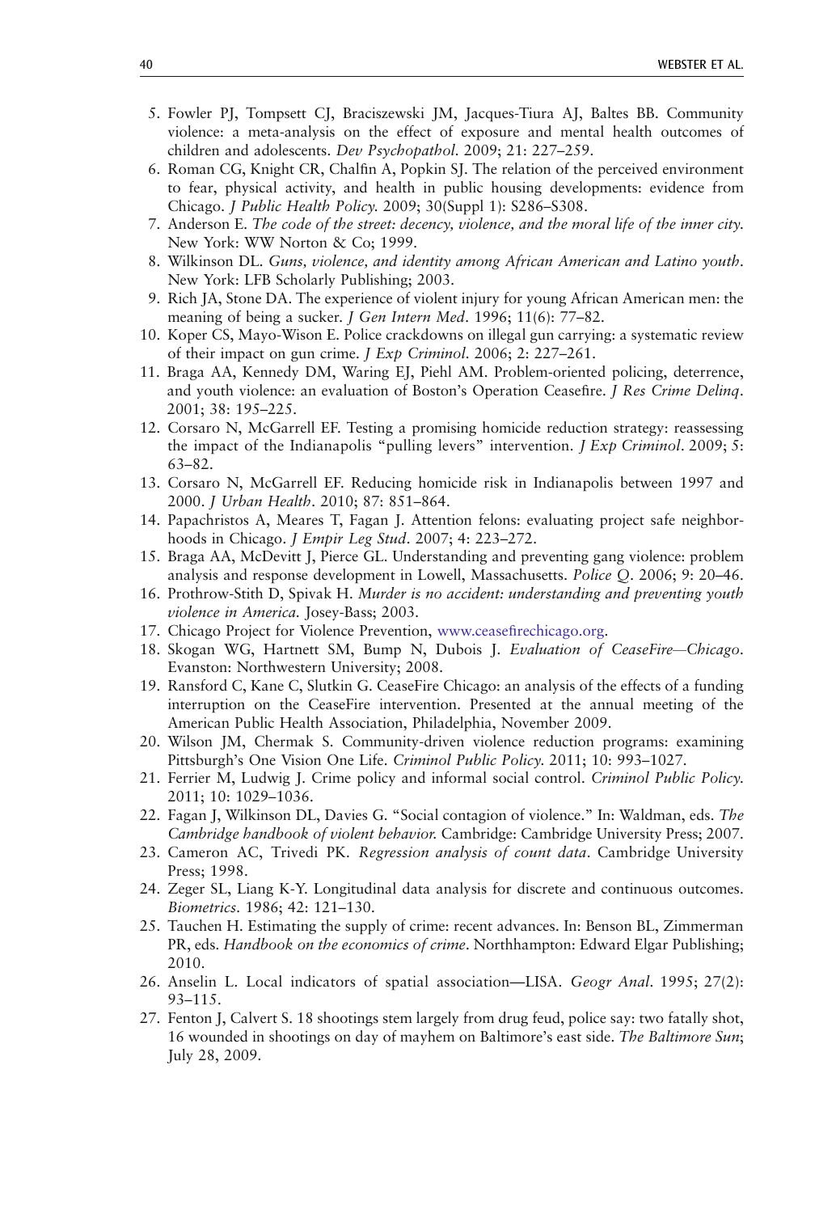5. Fowler PJ, Tompsett CJ, Braciszewski JM, Jacques-Tiura AJ, Baltes BB. Community violence: a meta-analysis on the effect of exposure and mental health outcomes of children and adolescents. *Dev Psychopathol*. 2009; 21: 227–259.
6. Roman CG, Knight CR, Chalfin A, Popkin SJ. The relation of the perceived environment to fear, physical activity, and health in public housing developments: evidence from Chicago. *J Public Health Policy*. 2009; 30(Suppl 1): S286–S308.
7. Anderson E. *The code of the street: decency, violence, and the moral life of the inner city*. New York: WW Norton & Co; 1999.
8. Wilkinson DL. *Guns, violence, and identity among African American and Latino youth*. New York: LFB Scholarly Publishing; 2003.
9. Rich JA, Stone DA. The experience of violent injury for young African American men: the meaning of being a sucker. *J Gen Intern Med*. 1996; 11(6): 77–82.
10. Koper CS, Mayo-Wison E. Police crackdowns on illegal gun carrying: a systematic review of their impact on gun crime. *J Exp Criminol*. 2006; 2: 227–261.
11. Braga AA, Kennedy DM, Waring EJ, Piehl AM. Problem-oriented policing, deterrence, and youth violence: an evaluation of Boston's Operation Ceasefire. *J Res Crime Delinq*. 2001; 38: 195–225.
12. Corsaro N, McGarrell EF. Testing a promising homicide reduction strategy: reassessing the impact of the Indianapolis "pulling levers" intervention. *J Exp Criminol*. 2009; 5: 63–82.
13. Corsaro N, McGarrell EF. Reducing homicide risk in Indianapolis between 1997 and 2000. *J Urban Health*. 2010; 87: 851–864.
14. Papachristos A, Meares T, Fagan J. Attention felons: evaluating project safe neighborhoods in Chicago. *J Empir Leg Stud*. 2007; 4: 223–272.
15. Braga AA, McDevitt J, Pierce GL. Understanding and preventing gang violence: problem analysis and response development in Lowell, Massachusetts. *Police Q*. 2006; 9: 20–46.
16. Prothrow-Stith D, Spivak H. *Murder is no accident: understanding and preventing youth violence in America*. Josey-Bass; 2003.
17. Chicago Project for Violence Prevention, www.ceasefirechicago.org.
18. Skogan WG, Hartnett SM, Bump N, Dubois J. *Evaluation of CeaseFire—Chicago*. Evanston: Northwestern University; 2008.
19. Ransford C, Kane C, Slutkin G. CeaseFire Chicago: an analysis of the effects of a funding interruption on the CeaseFire intervention. Presented at the annual meeting of the American Public Health Association, Philadelphia, November 2009.
20. Wilson JM, Chermak S. Community-driven violence reduction programs: examining Pittsburgh's One Vision One Life. *Criminol Public Policy*. 2011; 10: 993–1027.
21. Ferrier M, Ludwig J. Crime policy and informal social control. *Criminol Public Policy*. 2011; 10: 1029–1036.
22. Fagan J, Wilkinson DL, Davies G. "Social contagion of violence." In: Waldman, eds. *The Cambridge handbook of violent behavior*. Cambridge: Cambridge University Press; 2007.
23. Cameron AC, Trivedi PK. *Regression analysis of count data*. Cambridge University Press; 1998.
24. Zeger SL, Liang K-Y. Longitudinal data analysis for discrete and continuous outcomes. *Biometrics*. 1986; 42: 121–130.
25. Tauchen H. Estimating the supply of crime: recent advances. In: Benson BL, Zimmerman PR, eds. *Handbook on the economics of crime*. Northhampton: Edward Elgar Publishing; 2010.
26. Anselin L. Local indicators of spatial association—LISA. *Geogr Anal*. 1995; 27(2): 93–115.
27. Fenton J, Calvert S. 18 shootings stem largely from drug feud, police say: two fatally shot, 16 wounded in shootings on day of mayhem on Baltimore's east side. *The Baltimore Sun*; July 28, 2009.